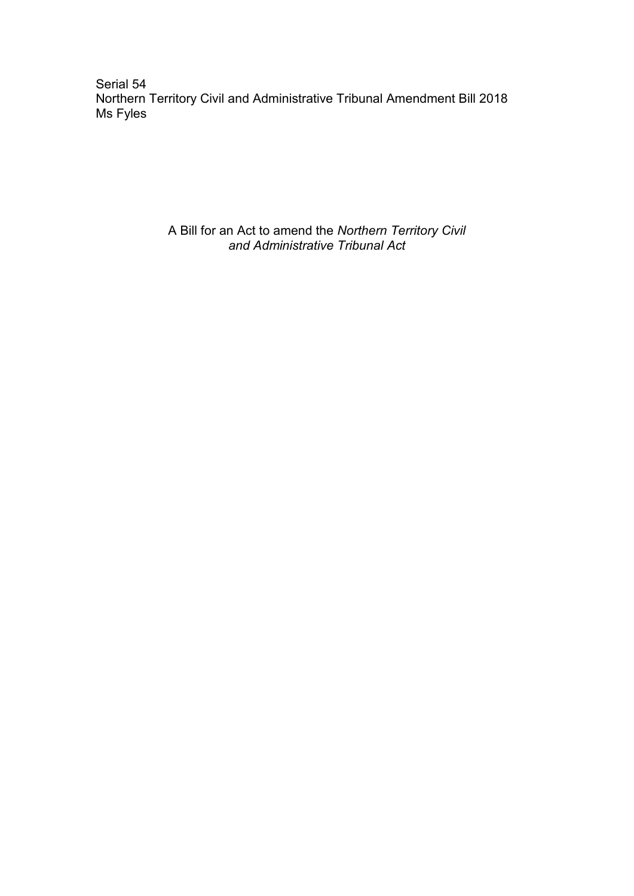Serial 54
Northern Territory Civil and Administrative Tribunal Amendment Bill 2018
Ms Fyles

A Bill for an Act to amend the *Northern Territory Civil and Administrative Tribunal Act*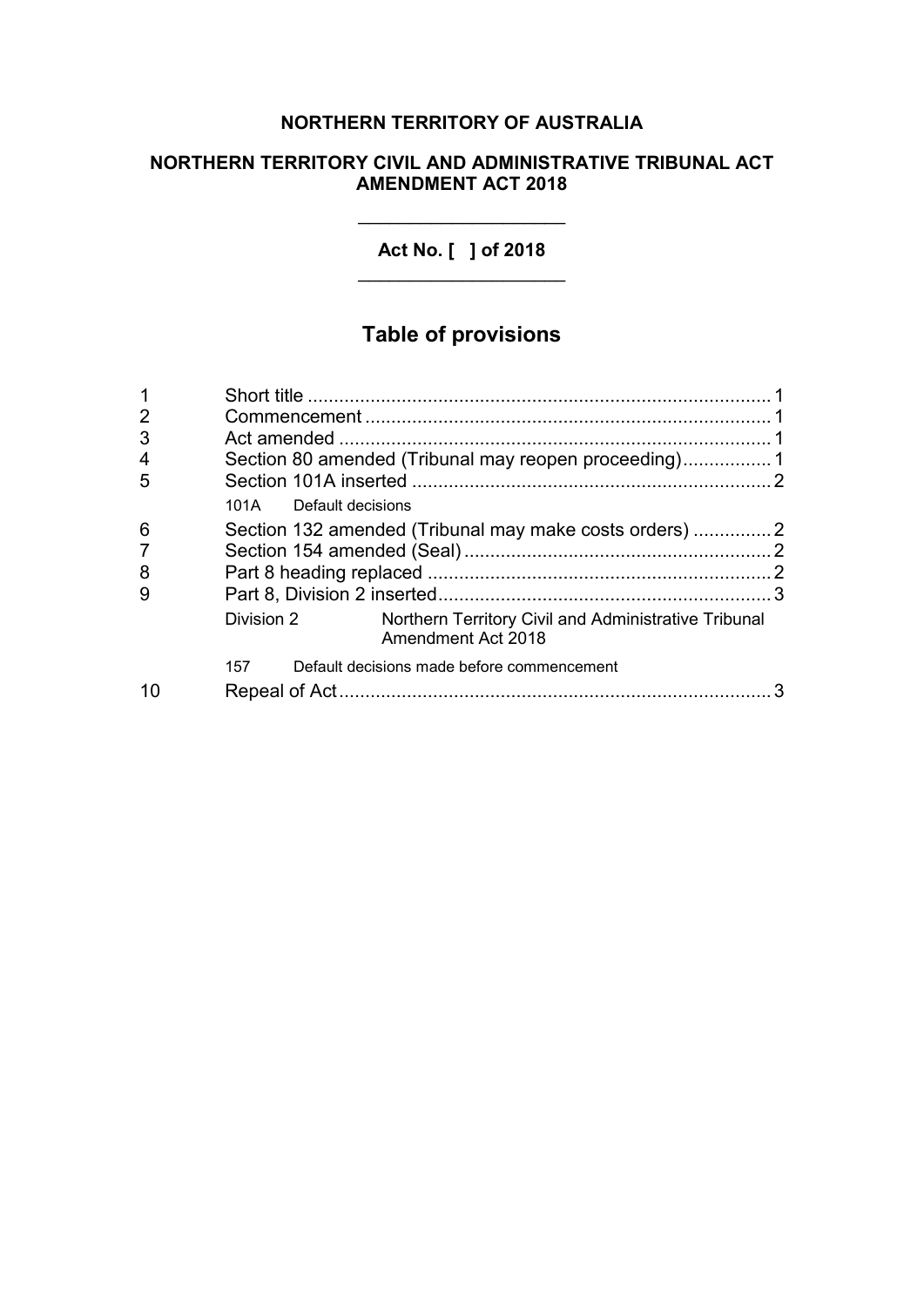**NORTHERN TERRITORY OF AUSTRALIA**

**NORTHERN TERRITORY CIVIL AND ADMINISTRATIVE TRIBUNAL ACT AMENDMENT ACT 2018**

**Act No. [ ] of 2018**

## Table of provisions

| | | |
|---|---|---|
| 1 | Short title | 1 |
| 2 | Commencement | 1 |
| 3 | Act amended | 1 |
| 4 | Section 80 amended (Tribunal may reopen proceeding) | 1 |
| 5 | Section 101A inserted | 2 |
| | 101A Default decisions | |
| 6 | Section 132 amended (Tribunal may make costs orders) | 2 |
| 7 | Section 154 amended (Seal) | 2 |
| 8 | Part 8 heading replaced | 2 |
| 9 | Part 8, Division 2 inserted | 3 |
| | Division 2 Northern Territory Civil and Administrative Tribunal Amendment Act 2018 | |
| | 157 Default decisions made before commencement | |
| 10 | Repeal of Act | 3 |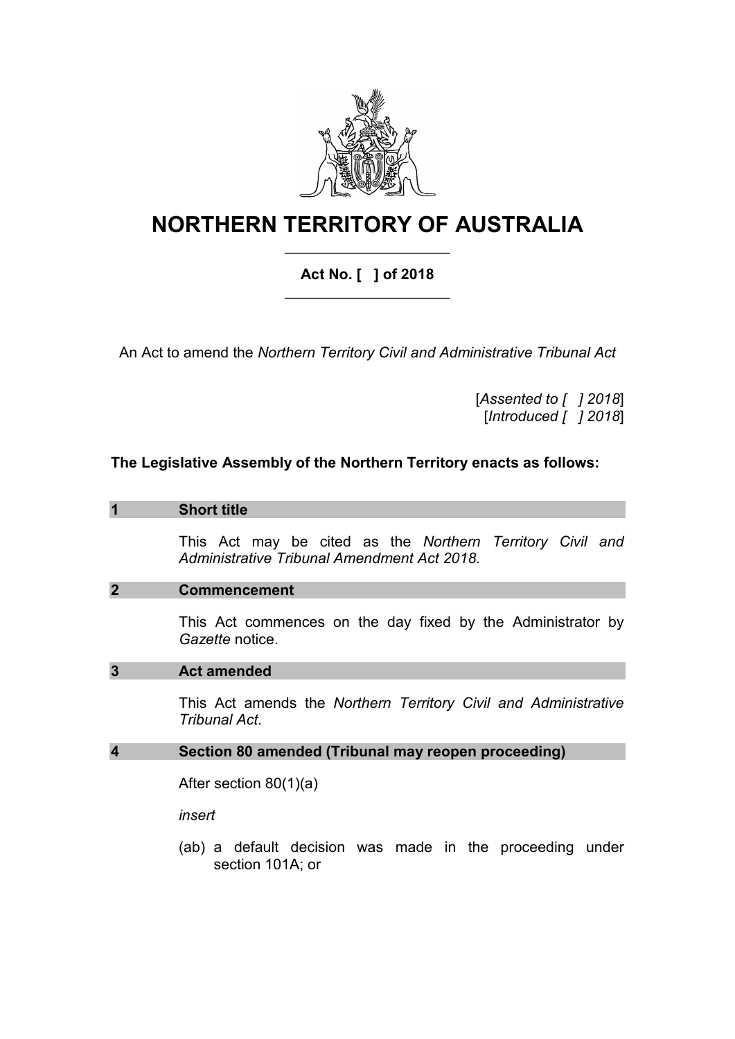# NORTHERN TERRITORY OF AUSTRALIA

**Act No. [ ] of 2018**

An Act to amend the *Northern Territory Civil and Administrative Tribunal Act*

[*Assented to [ ] 2018*]
[*Introduced [ ] 2018*]

**The Legislative Assembly of the Northern Territory enacts as follows:**

## 1 Short title

This Act may be cited as the *Northern Territory Civil and Administrative Tribunal Amendment Act 2018*.

## 2 Commencement

This Act commences on the day fixed by the Administrator by *Gazette* notice.

## 3 Act amended

This Act amends the *Northern Territory Civil and Administrative Tribunal Act*.

## 4 Section 80 amended (Tribunal may reopen proceeding)

After section 80(1)(a)

*insert*

(ab) a default decision was made in the proceeding under section 101A; or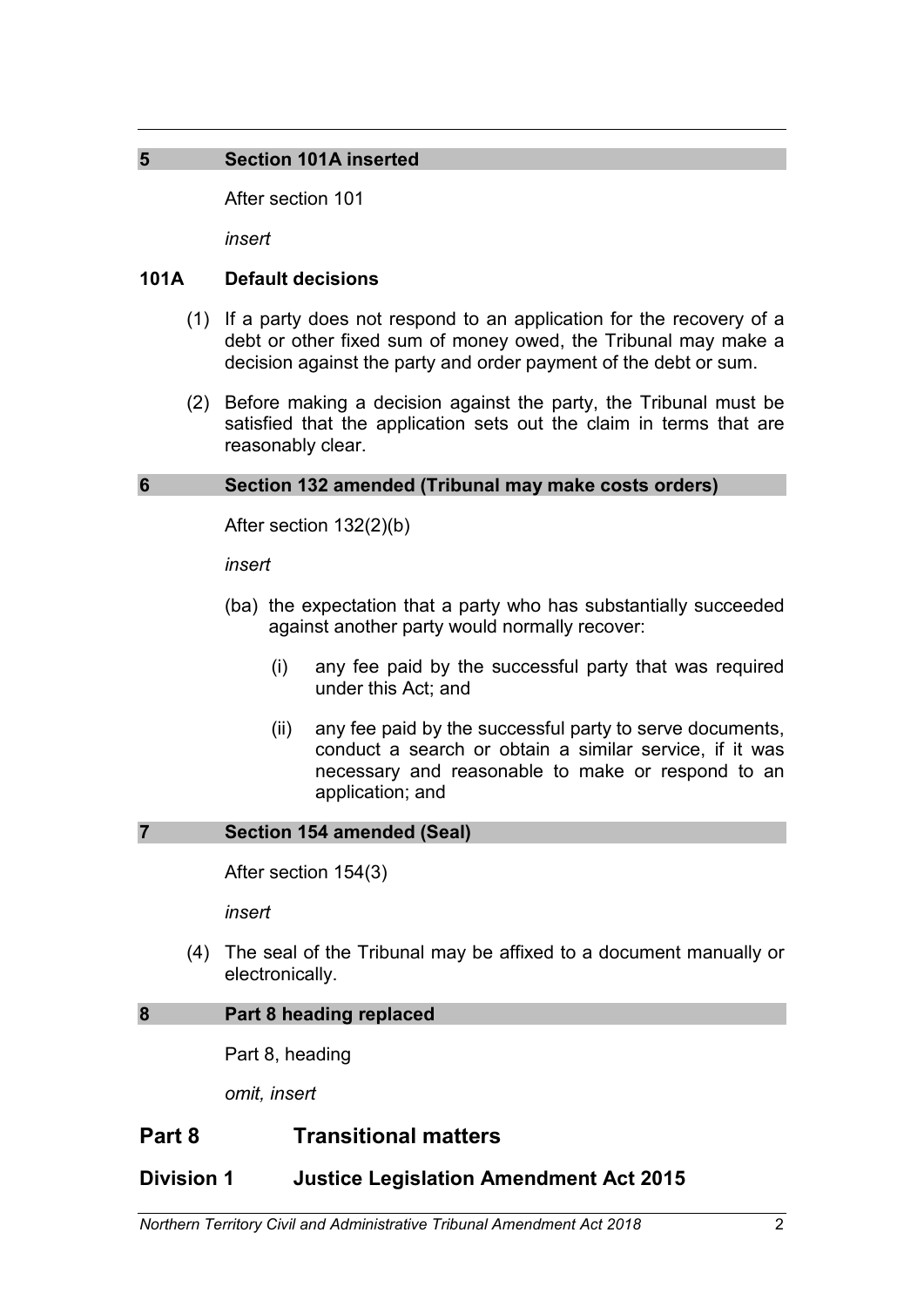## 5 Section 101A inserted

After section 101

*insert*

### 101A Default decisions

(1) If a party does not respond to an application for the recovery of a debt or other fixed sum of money owed, the Tribunal may make a decision against the party and order payment of the debt or sum.

(2) Before making a decision against the party, the Tribunal must be satisfied that the application sets out the claim in terms that are reasonably clear.

## 6 Section 132 amended (Tribunal may make costs orders)

After section 132(2)(b)

*insert*

(ba) the expectation that a party who has substantially succeeded against another party would normally recover:

(i) any fee paid by the successful party that was required under this Act; and

(ii) any fee paid by the successful party to serve documents, conduct a search or obtain a similar service, if it was necessary and reasonable to make or respond to an application; and

## 7 Section 154 amended (Seal)

After section 154(3)

*insert*

(4) The seal of the Tribunal may be affixed to a document manually or electronically.

## 8 Part 8 heading replaced

Part 8, heading

*omit, insert*

# Part 8 Transitional matters

## Division 1 Justice Legislation Amendment Act 2015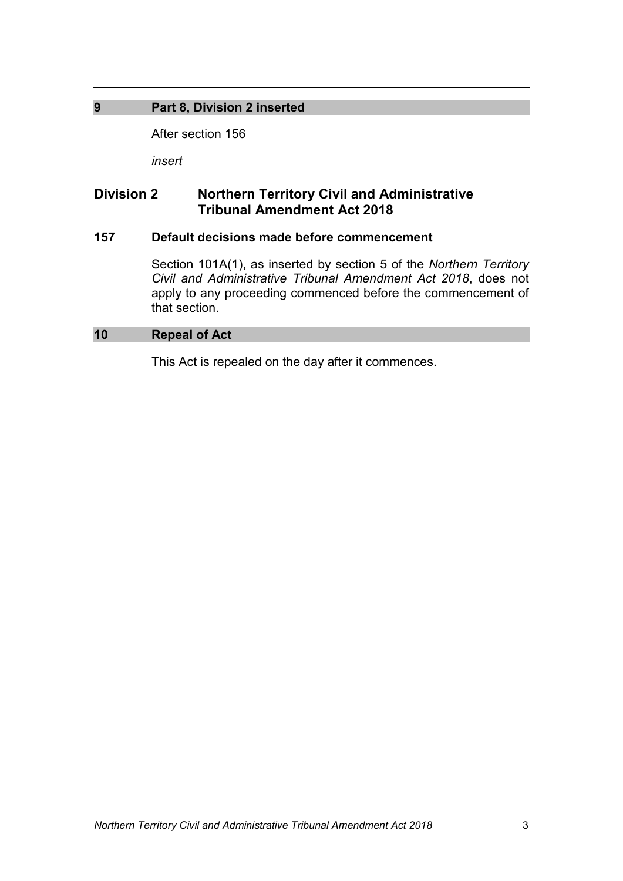### 9 Part 8, Division 2 inserted

After section 156

*insert*

## Division 2 Northern Territory Civil and Administrative Tribunal Amendment Act 2018

### 157 Default decisions made before commencement

Section 101A(1), as inserted by section 5 of the *Northern Territory Civil and Administrative Tribunal Amendment Act 2018*, does not apply to any proceeding commenced before the commencement of that section.

### 10 Repeal of Act

This Act is repealed on the day after it commences.